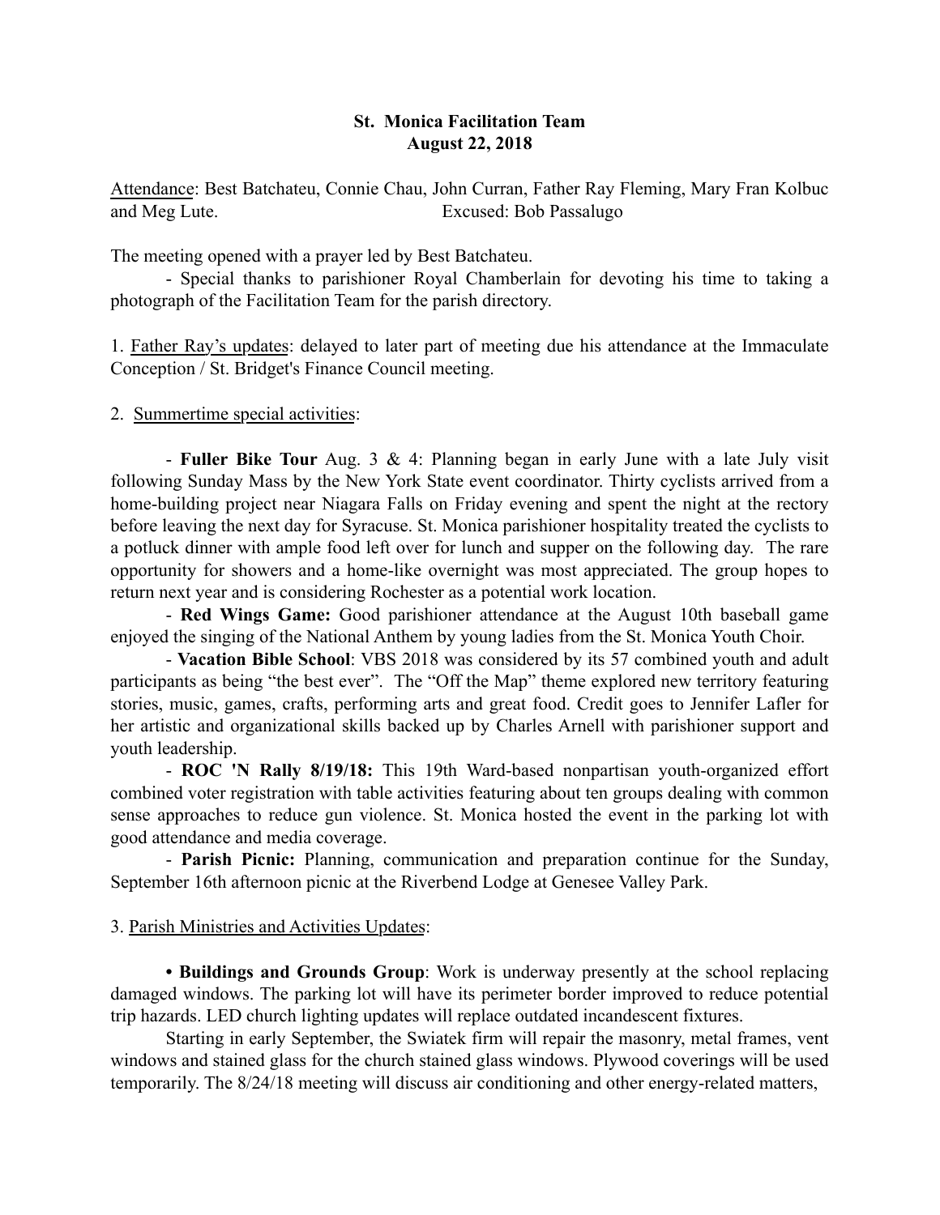**St. Monica Facilitation Team**
**August 22, 2018**

Attendance: Best Batchateu, Connie Chau, John Curran, Father Ray Fleming, Mary Fran Kolbuc and Meg Lute. Excused: Bob Passalugo

The meeting opened with a prayer led by Best Batchateu.

- Special thanks to parishioner Royal Chamberlain for devoting his time to taking a photograph of the Facilitation Team for the parish directory.

1. Father Ray's updates: delayed to later part of meeting due his attendance at the Immaculate Conception / St. Bridget's Finance Council meeting.

2. Summertime special activities:

- **Fuller Bike Tour** Aug. 3 & 4: Planning began in early June with a late July visit following Sunday Mass by the New York State event coordinator. Thirty cyclists arrived from a home-building project near Niagara Falls on Friday evening and spent the night at the rectory before leaving the next day for Syracuse. St. Monica parishioner hospitality treated the cyclists to a potluck dinner with ample food left over for lunch and supper on the following day. The rare opportunity for showers and a home-like overnight was most appreciated. The group hopes to return next year and is considering Rochester as a potential work location.
- **Red Wings Game:** Good parishioner attendance at the August 10th baseball game enjoyed the singing of the National Anthem by young ladies from the St. Monica Youth Choir.
- **Vacation Bible School**: VBS 2018 was considered by its 57 combined youth and adult participants as being "the best ever". The "Off the Map" theme explored new territory featuring stories, music, games, crafts, performing arts and great food. Credit goes to Jennifer Lafler for her artistic and organizational skills backed up by Charles Arnell with parishioner support and youth leadership.
- **ROC 'N Rally 8/19/18:** This 19th Ward-based nonpartisan youth-organized effort combined voter registration with table activities featuring about ten groups dealing with common sense approaches to reduce gun violence. St. Monica hosted the event in the parking lot with good attendance and media coverage.
- **Parish Picnic:** Planning, communication and preparation continue for the Sunday, September 16th afternoon picnic at the Riverbend Lodge at Genesee Valley Park.

3. Parish Ministries and Activities Updates:

• **Buildings and Grounds Group**: Work is underway presently at the school replacing damaged windows. The parking lot will have its perimeter border improved to reduce potential trip hazards. LED church lighting updates will replace outdated incandescent fixtures.

Starting in early September, the Swiatek firm will repair the masonry, metal frames, vent windows and stained glass for the church stained glass windows. Plywood coverings will be used temporarily. The 8/24/18 meeting will discuss air conditioning and other energy-related matters,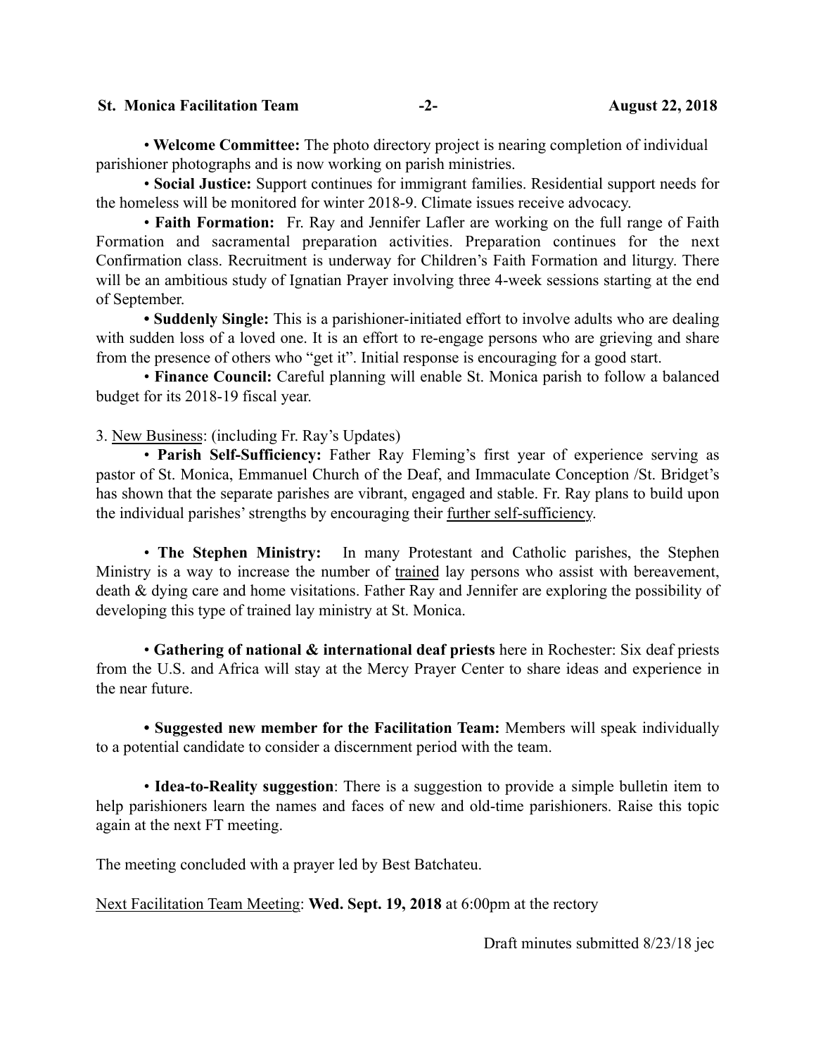• **Welcome Committee:** The photo directory project is nearing completion of individual parishioner photographs and is now working on parish ministries.

• **Social Justice:** Support continues for immigrant families. Residential support needs for the homeless will be monitored for winter 2018-9. Climate issues receive advocacy.

• **Faith Formation:** Fr. Ray and Jennifer Lafler are working on the full range of Faith Formation and sacramental preparation activities. Preparation continues for the next Confirmation class. Recruitment is underway for Children's Faith Formation and liturgy. There will be an ambitious study of Ignatian Prayer involving three 4-week sessions starting at the end of September.

**• Suddenly Single:** This is a parishioner-initiated effort to involve adults who are dealing with sudden loss of a loved one. It is an effort to re-engage persons who are grieving and share from the presence of others who "get it". Initial response is encouraging for a good start.

• **Finance Council:** Careful planning will enable St. Monica parish to follow a balanced budget for its 2018-19 fiscal year.

3. New Business: (including Fr. Ray's Updates)

• **Parish Self-Sufficiency:** Father Ray Fleming's first year of experience serving as pastor of St. Monica, Emmanuel Church of the Deaf, and Immaculate Conception /St. Bridget's has shown that the separate parishes are vibrant, engaged and stable. Fr. Ray plans to build upon the individual parishes' strengths by encouraging their further self-sufficiency.

• **The Stephen Ministry:** In many Protestant and Catholic parishes, the Stephen Ministry is a way to increase the number of trained lay persons who assist with bereavement, death & dying care and home visitations. Father Ray and Jennifer are exploring the possibility of developing this type of trained lay ministry at St. Monica.

• **Gathering of national & international deaf priests** here in Rochester: Six deaf priests from the U.S. and Africa will stay at the Mercy Prayer Center to share ideas and experience in the near future.

**• Suggested new member for the Facilitation Team:** Members will speak individually to a potential candidate to consider a discernment period with the team.

• **Idea-to-Reality suggestion**: There is a suggestion to provide a simple bulletin item to help parishioners learn the names and faces of new and old-time parishioners. Raise this topic again at the next FT meeting.

The meeting concluded with a prayer led by Best Batchateu.

Next Facilitation Team Meeting: **Wed. Sept. 19, 2018** at 6:00pm at the rectory

Draft minutes submitted 8/23/18 jec